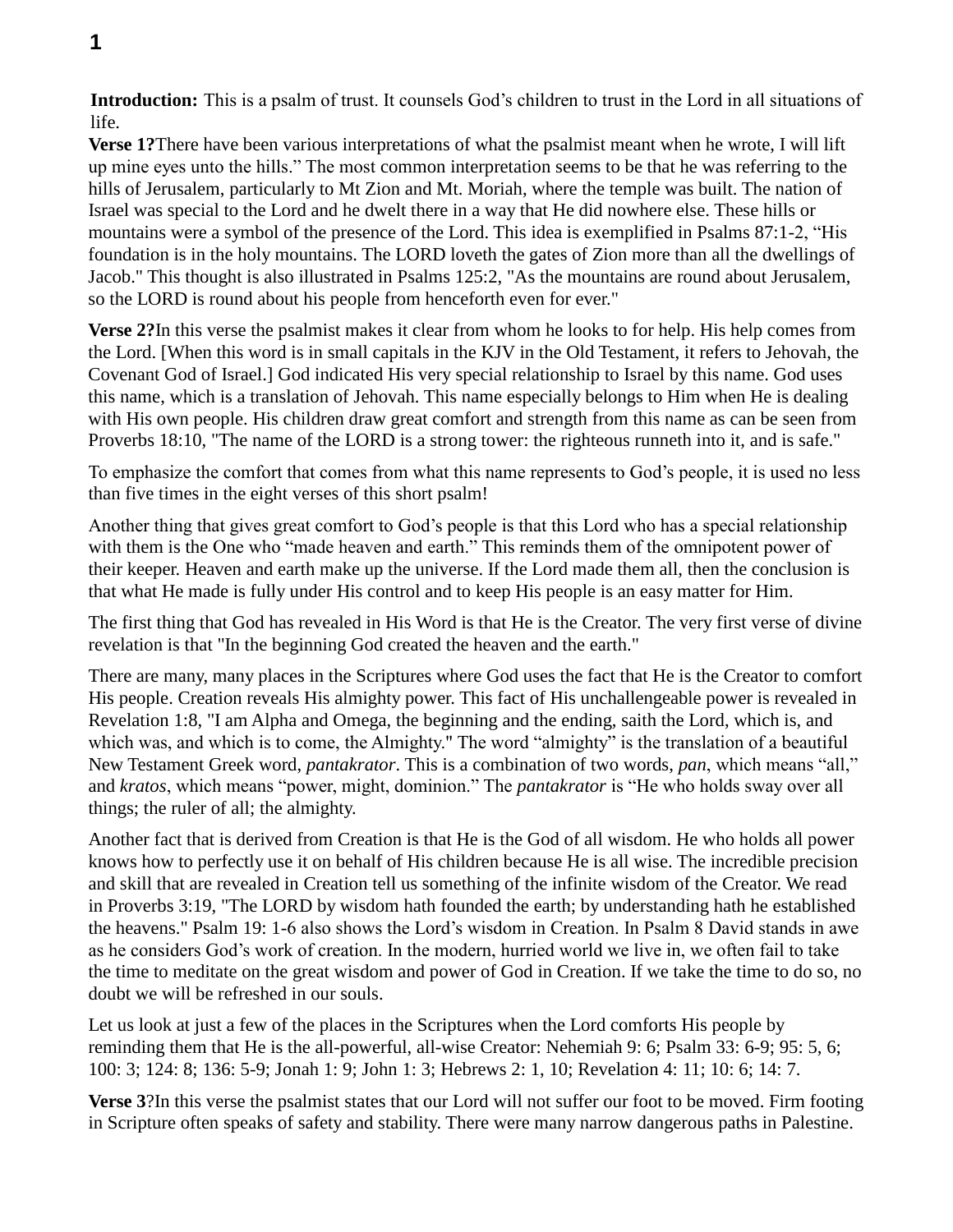**Introduction:** This is a psalm of trust. It counsels God's children to trust in the Lord in all situations of life.

**Verse 1?**There have been various interpretations of what the psalmist meant when he wrote, I will lift up mine eyes unto the hills." The most common interpretation seems to be that he was referring to the hills of Jerusalem, particularly to Mt Zion and Mt. Moriah, where the temple was built. The nation of Israel was special to the Lord and he dwelt there in a way that He did nowhere else. These hills or mountains were a symbol of the presence of the Lord. This idea is exemplified in Psalms 87:1-2, "His foundation is in the holy mountains. The LORD loveth the gates of Zion more than all the dwellings of Jacob." This thought is also illustrated in Psalms 125:2, "As the mountains are round about Jerusalem, so the LORD is round about his people from henceforth even for ever."

**Verse 2?**In this verse the psalmist makes it clear from whom he looks to for help. His help comes from the Lord. [When this word is in small capitals in the KJV in the Old Testament, it refers to Jehovah, the Covenant God of Israel.] God indicated His very special relationship to Israel by this name. God uses this name, which is a translation of Jehovah. This name especially belongs to Him when He is dealing with His own people. His children draw great comfort and strength from this name as can be seen from Proverbs 18:10, "The name of the LORD is a strong tower: the righteous runneth into it, and is safe."

To emphasize the comfort that comes from what this name represents to God's people, it is used no less than five times in the eight verses of this short psalm!

Another thing that gives great comfort to God's people is that this Lord who has a special relationship with them is the One who "made heaven and earth." This reminds them of the omnipotent power of their keeper. Heaven and earth make up the universe. If the Lord made them all, then the conclusion is that what He made is fully under His control and to keep His people is an easy matter for Him.

The first thing that God has revealed in His Word is that He is the Creator. The very first verse of divine revelation is that "In the beginning God created the heaven and the earth."

There are many, many places in the Scriptures where God uses the fact that He is the Creator to comfort His people. Creation reveals His almighty power. This fact of His unchallengeable power is revealed in Revelation 1:8, "I am Alpha and Omega, the beginning and the ending, saith the Lord, which is, and which was, and which is to come, the Almighty." The word "almighty" is the translation of a beautiful New Testament Greek word, *pantakrator*. This is a combination of two words, *pan*, which means "all," and *kratos*, which means "power, might, dominion." The *pantakrator* is "He who holds sway over all things; the ruler of all; the almighty.

Another fact that is derived from Creation is that He is the God of all wisdom. He who holds all power knows how to perfectly use it on behalf of His children because He is all wise. The incredible precision and skill that are revealed in Creation tell us something of the infinite wisdom of the Creator. We read in Proverbs 3:19, "The LORD by wisdom hath founded the earth; by understanding hath he established the heavens." Psalm 19: 1-6 also shows the Lord's wisdom in Creation. In Psalm 8 David stands in awe as he considers God's work of creation. In the modern, hurried world we live in, we often fail to take the time to meditate on the great wisdom and power of God in Creation. If we take the time to do so, no doubt we will be refreshed in our souls.

Let us look at just a few of the places in the Scriptures when the Lord comforts His people by reminding them that He is the all-powerful, all-wise Creator: Nehemiah 9: 6; Psalm 33: 6-9; 95: 5, 6; 100: 3; 124: 8; 136: 5-9; Jonah 1: 9; John 1: 3; Hebrews 2: 1, 10; Revelation 4: 11; 10: 6; 14: 7.

**Verse 3**?In this verse the psalmist states that our Lord will not suffer our foot to be moved. Firm footing in Scripture often speaks of safety and stability. There were many narrow dangerous paths in Palestine.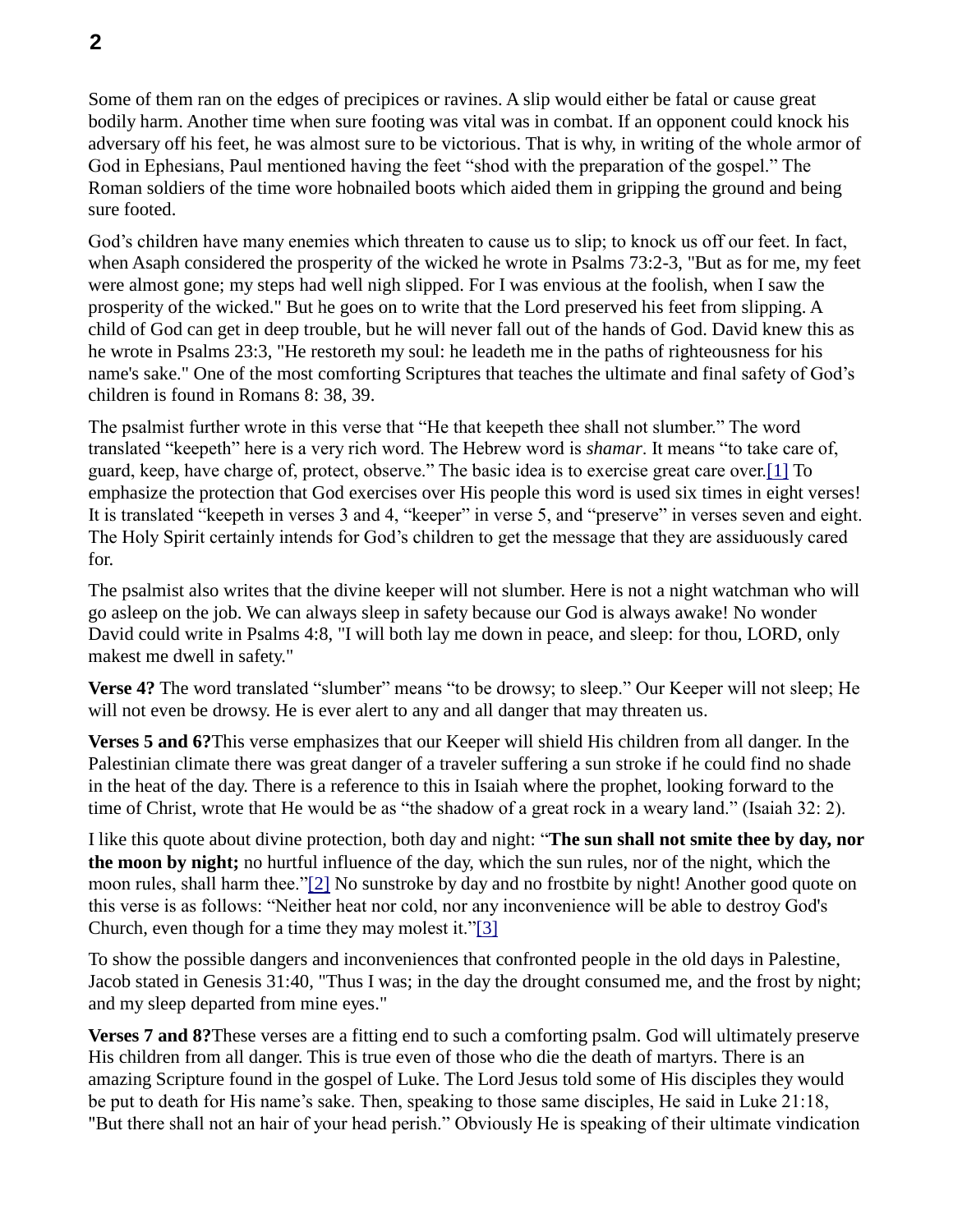Some of them ran on the edges of precipices or ravines. A slip would either be fatal or cause great bodily harm. Another time when sure footing was vital was in combat. If an opponent could knock his adversary off his feet, he was almost sure to be victorious. That is why, in writing of the whole armor of God in Ephesians, Paul mentioned having the feet "shod with the preparation of the gospel." The Roman soldiers of the time wore hobnailed boots which aided them in gripping the ground and being sure footed.

God's children have many enemies which threaten to cause us to slip; to knock us off our feet. In fact, when Asaph considered the prosperity of the wicked he wrote in Psalms 73:2-3, "But as for me, my feet were almost gone; my steps had well nigh slipped. For I was envious at the foolish, when I saw the prosperity of the wicked." But he goes on to write that the Lord preserved his feet from slipping. A child of God can get in deep trouble, but he will never fall out of the hands of God. David knew this as he wrote in Psalms 23:3, "He restoreth my soul: he leadeth me in the paths of righteousness for his name's sake." One of the most comforting Scriptures that teaches the ultimate and final safety of God's children is found in Romans 8: 38, 39.

The psalmist further wrote in this verse that "He that keepeth thee shall not slumber." The word translated "keepeth" here is a very rich word. The Hebrew word is *shamar*. It means "to take care of, guard, keep, have charge of, protect, observe." The basic idea is to exercise great care over.[1] To emphasize the protection that God exercises over His people this word is used six times in eight verses! It is translated "keepeth in verses 3 and 4, "keeper" in verse 5, and "preserve" in verses seven and eight. The Holy Spirit certainly intends for God's children to get the message that they are assiduously cared for.

The psalmist also writes that the divine keeper will not slumber. Here is not a night watchman who will go asleep on the job. We can always sleep in safety because our God is always awake! No wonder David could write in Psalms 4:8, "I will both lay me down in peace, and sleep: for thou, LORD, only makest me dwell in safety."

**Verse 4?** The word translated "slumber" means "to be drowsy; to sleep." Our Keeper will not sleep; He will not even be drowsy. He is ever alert to any and all danger that may threaten us.

**Verses 5 and 6?**This verse emphasizes that our Keeper will shield His children from all danger. In the Palestinian climate there was great danger of a traveler suffering a sun stroke if he could find no shade in the heat of the day. There is a reference to this in Isaiah where the prophet, looking forward to the time of Christ, wrote that He would be as "the shadow of a great rock in a weary land." (Isaiah 32: 2).

I like this quote about divine protection, both day and night: "**The sun shall not smite thee by day, nor the moon by night;** no hurtful influence of the day, which the sun rules, nor of the night, which the moon rules, shall harm thee."[2] No sunstroke by day and no frostbite by night! Another good quote on this verse is as follows: "Neither heat nor cold, nor any inconvenience will be able to destroy God's Church, even though for a time they may molest it."[3]

To show the possible dangers and inconveniences that confronted people in the old days in Palestine, Jacob stated in Genesis 31:40, "Thus I was; in the day the drought consumed me, and the frost by night; and my sleep departed from mine eyes."

**Verses 7 and 8?**These verses are a fitting end to such a comforting psalm. God will ultimately preserve His children from all danger. This is true even of those who die the death of martyrs. There is an amazing Scripture found in the gospel of Luke. The Lord Jesus told some of His disciples they would be put to death for His name's sake. Then, speaking to those same disciples, He said in Luke 21:18, "But there shall not an hair of your head perish." Obviously He is speaking of their ultimate vindication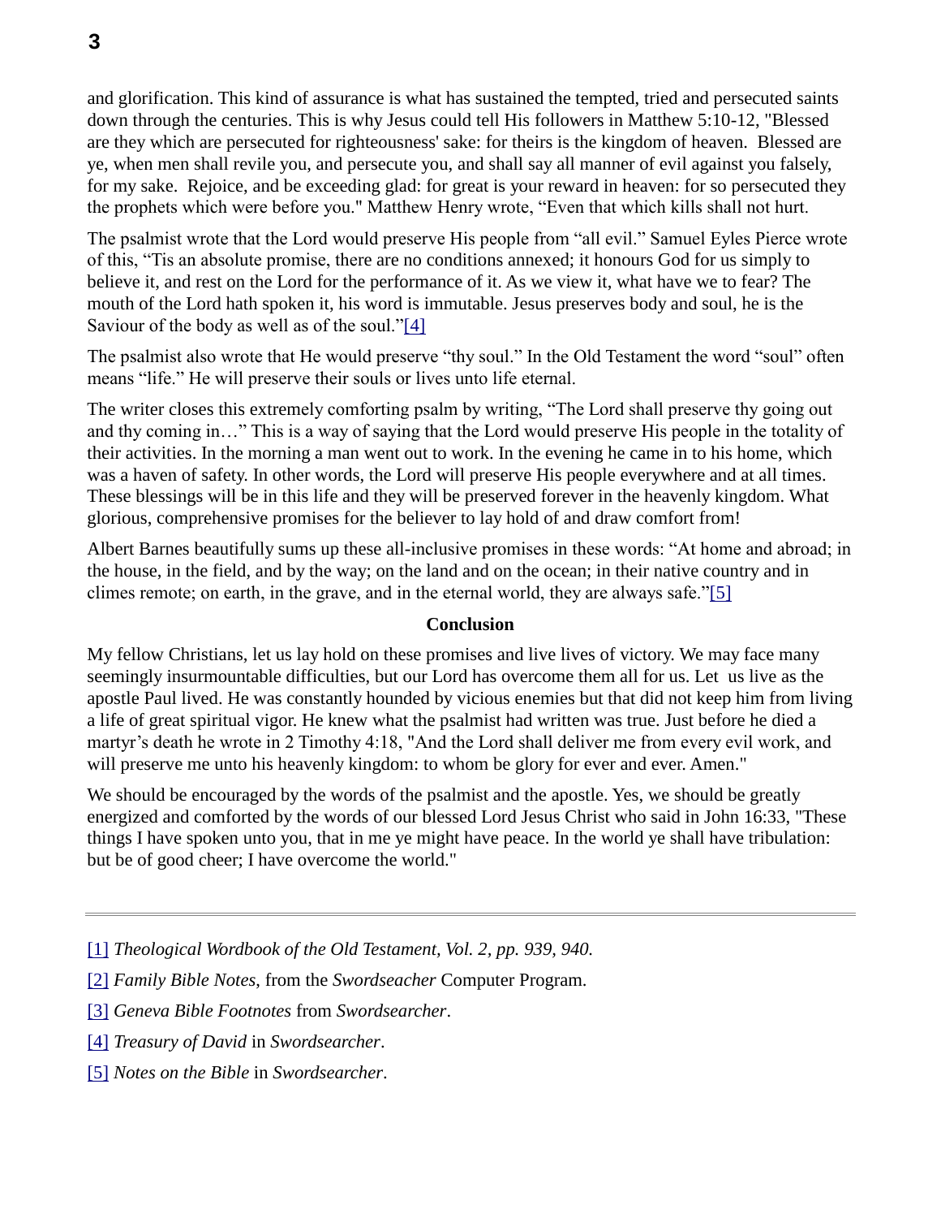and glorification. This kind of assurance is what has sustained the tempted, tried and persecuted saints down through the centuries. This is why Jesus could tell His followers in Matthew 5:10-12, "Blessed are they which are persecuted for righteousness' sake: for theirs is the kingdom of heaven. Blessed are ye, when men shall revile you, and persecute you, and shall say all manner of evil against you falsely, for my sake. Rejoice, and be exceeding glad: for great is your reward in heaven: for so persecuted they the prophets which were before you." Matthew Henry wrote, "Even that which kills shall not hurt.

The psalmist wrote that the Lord would preserve His people from "all evil." Samuel Eyles Pierce wrote of this, "Tis an absolute promise, there are no conditions annexed; it honours God for us simply to believe it, and rest on the Lord for the performance of it. As we view it, what have we to fear? The mouth of the Lord hath spoken it, his word is immutable. Jesus preserves body and soul, he is the Saviour of the body as well as of the soul."[4]

The psalmist also wrote that He would preserve "thy soul." In the Old Testament the word "soul" often means "life." He will preserve their souls or lives unto life eternal.

The writer closes this extremely comforting psalm by writing, "The Lord shall preserve thy going out and thy coming in…" This is a way of saying that the Lord would preserve His people in the totality of their activities. In the morning a man went out to work. In the evening he came in to his home, which was a haven of safety. In other words, the Lord will preserve His people everywhere and at all times. These blessings will be in this life and they will be preserved forever in the heavenly kingdom. What glorious, comprehensive promises for the believer to lay hold of and draw comfort from!

Albert Barnes beautifully sums up these all-inclusive promises in these words: "At home and abroad; in the house, in the field, and by the way; on the land and on the ocean; in their native country and in climes remote; on earth, in the grave, and in the eternal world, they are always safe."[5]

**Conclusion**

My fellow Christians, let us lay hold on these promises and live lives of victory. We may face many seemingly insurmountable difficulties, but our Lord has overcome them all for us. Let us live as the apostle Paul lived. He was constantly hounded by vicious enemies but that did not keep him from living a life of great spiritual vigor. He knew what the psalmist had written was true. Just before he died a martyr's death he wrote in 2 Timothy 4:18, "And the Lord shall deliver me from every evil work, and will preserve me unto his heavenly kingdom: to whom be glory for ever and ever. Amen."

We should be encouraged by the words of the psalmist and the apostle. Yes, we should be greatly energized and comforted by the words of our blessed Lord Jesus Christ who said in John 16:33, "These things I have spoken unto you, that in me ye might have peace. In the world ye shall have tribulation: but be of good cheer; I have overcome the world."

---

[1] *Theological Wordbook of the Old Testament, Vol. 2, pp. 939, 940.*

[2] *Family Bible Notes*, from the *Swordseacher* Computer Program.

[3] *Geneva Bible Footnotes* from *Swordsearcher*.

[4] *Treasury of David* in *Swordsearcher*.

[5] *Notes on the Bible* in *Swordsearcher*.